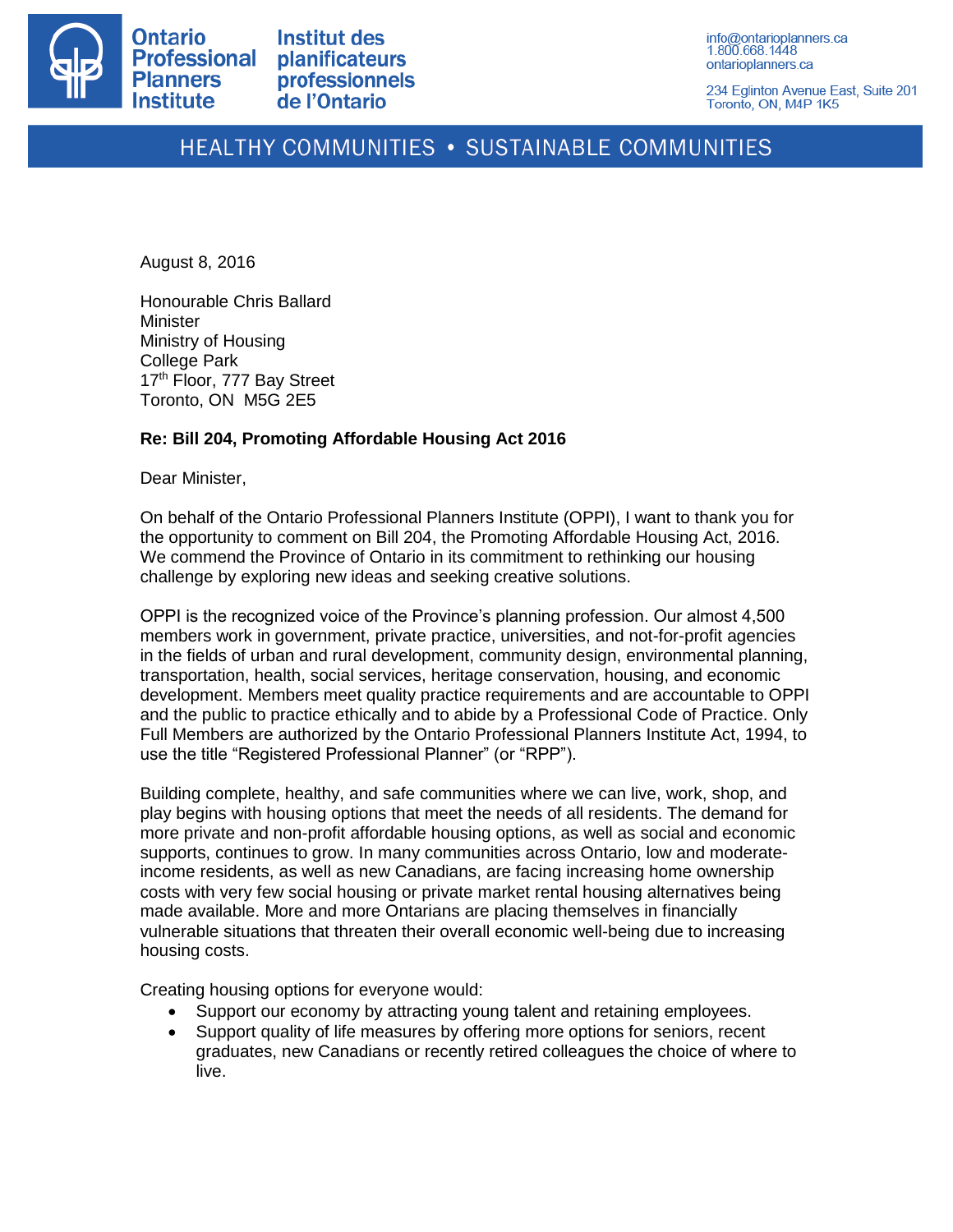Ontario Professional Planners Institute | Institut des planificateurs professionnels de l'Ontario

info@ontarioplanners.ca
1.800.668.1448
ontarioplanners.ca

234 Eglinton Avenue East, Suite 201
Toronto, ON, M4P 1K5

HEALTHY COMMUNITIES • SUSTAINABLE COMMUNITIES

August 8, 2016

Honourable Chris Ballard
Minister
Ministry of Housing
College Park
17th Floor, 777 Bay Street
Toronto, ON M5G 2E5

**Re: Bill 204, Promoting Affordable Housing Act 2016**

Dear Minister,

On behalf of the Ontario Professional Planners Institute (OPPI), I want to thank you for the opportunity to comment on Bill 204, the Promoting Affordable Housing Act, 2016. We commend the Province of Ontario in its commitment to rethinking our housing challenge by exploring new ideas and seeking creative solutions.

OPPI is the recognized voice of the Province's planning profession. Our almost 4,500 members work in government, private practice, universities, and not-for-profit agencies in the fields of urban and rural development, community design, environmental planning, transportation, health, social services, heritage conservation, housing, and economic development. Members meet quality practice requirements and are accountable to OPPI and the public to practice ethically and to abide by a Professional Code of Practice. Only Full Members are authorized by the Ontario Professional Planners Institute Act, 1994, to use the title "Registered Professional Planner" (or "RPP").

Building complete, healthy, and safe communities where we can live, work, shop, and play begins with housing options that meet the needs of all residents. The demand for more private and non-profit affordable housing options, as well as social and economic supports, continues to grow. In many communities across Ontario, low and moderate-income residents, as well as new Canadians, are facing increasing home ownership costs with very few social housing or private market rental housing alternatives being made available. More and more Ontarians are placing themselves in financially vulnerable situations that threaten their overall economic well-being due to increasing housing costs.

Creating housing options for everyone would:

- Support our economy by attracting young talent and retaining employees.
- Support quality of life measures by offering more options for seniors, recent graduates, new Canadians or recently retired colleagues the choice of where to live.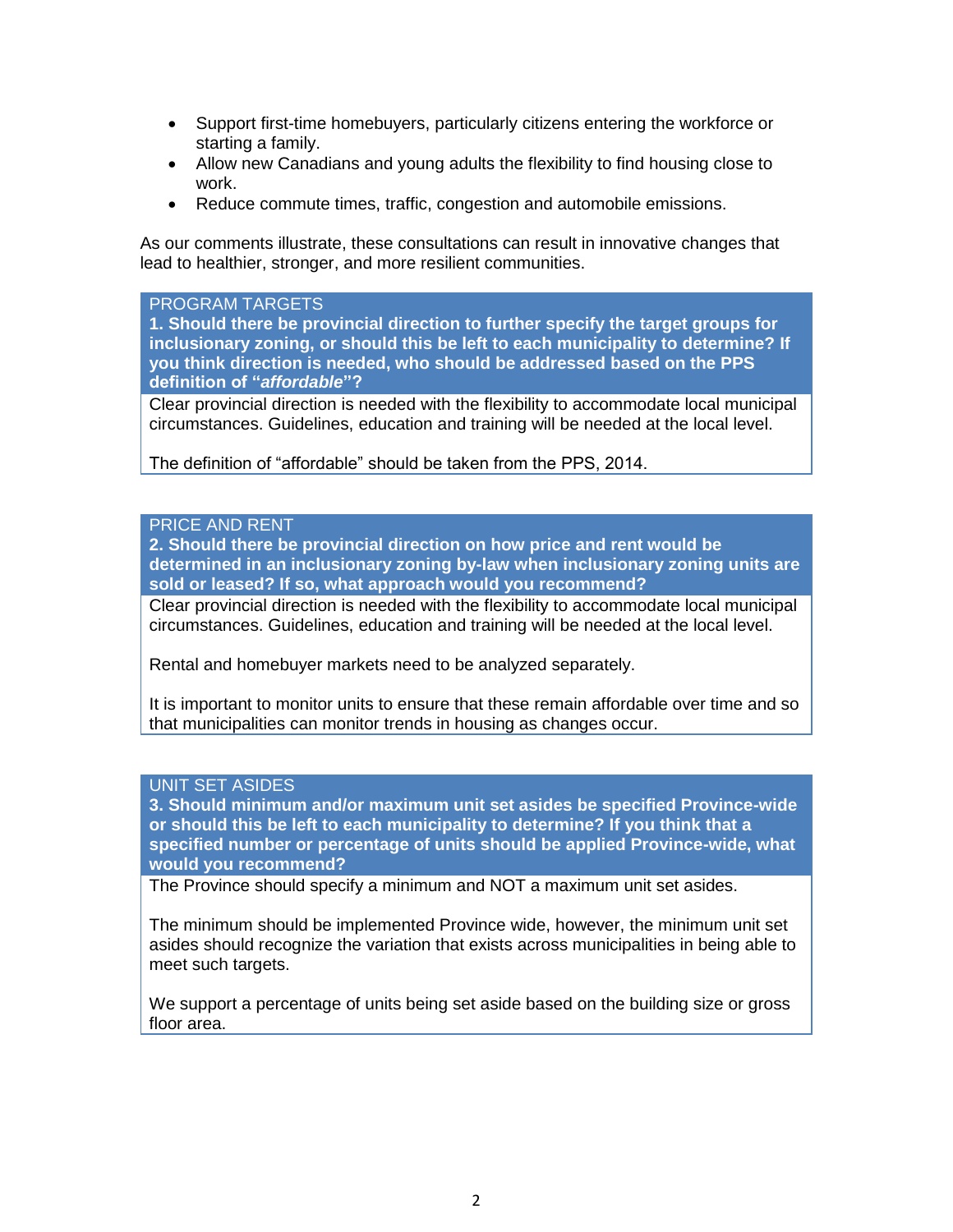- Support first-time homebuyers, particularly citizens entering the workforce or starting a family.
- Allow new Canadians and young adults the flexibility to find housing close to work.
- Reduce commute times, traffic, congestion and automobile emissions.

As our comments illustrate, these consultations can result in innovative changes that lead to healthier, stronger, and more resilient communities.

### PROGRAM TARGETS

**1. Should there be provincial direction to further specify the target groups for inclusionary zoning, or should this be left to each municipality to determine? If you think direction is needed, who should be addressed based on the PPS definition of "*affordable*"?**

Clear provincial direction is needed with the flexibility to accommodate local municipal circumstances. Guidelines, education and training will be needed at the local level.

The definition of "affordable" should be taken from the PPS, 2014.

### PRICE AND RENT

**2. Should there be provincial direction on how price and rent would be determined in an inclusionary zoning by-law when inclusionary zoning units are sold or leased? If so, what approach would you recommend?**

Clear provincial direction is needed with the flexibility to accommodate local municipal circumstances. Guidelines, education and training will be needed at the local level.

Rental and homebuyer markets need to be analyzed separately.

It is important to monitor units to ensure that these remain affordable over time and so that municipalities can monitor trends in housing as changes occur.

### UNIT SET ASIDES

**3. Should minimum and/or maximum unit set asides be specified Province-wide or should this be left to each municipality to determine? If you think that a specified number or percentage of units should be applied Province-wide, what would you recommend?**

The Province should specify a minimum and NOT a maximum unit set asides.

The minimum should be implemented Province wide, however, the minimum unit set asides should recognize the variation that exists across municipalities in being able to meet such targets.

We support a percentage of units being set aside based on the building size or gross floor area.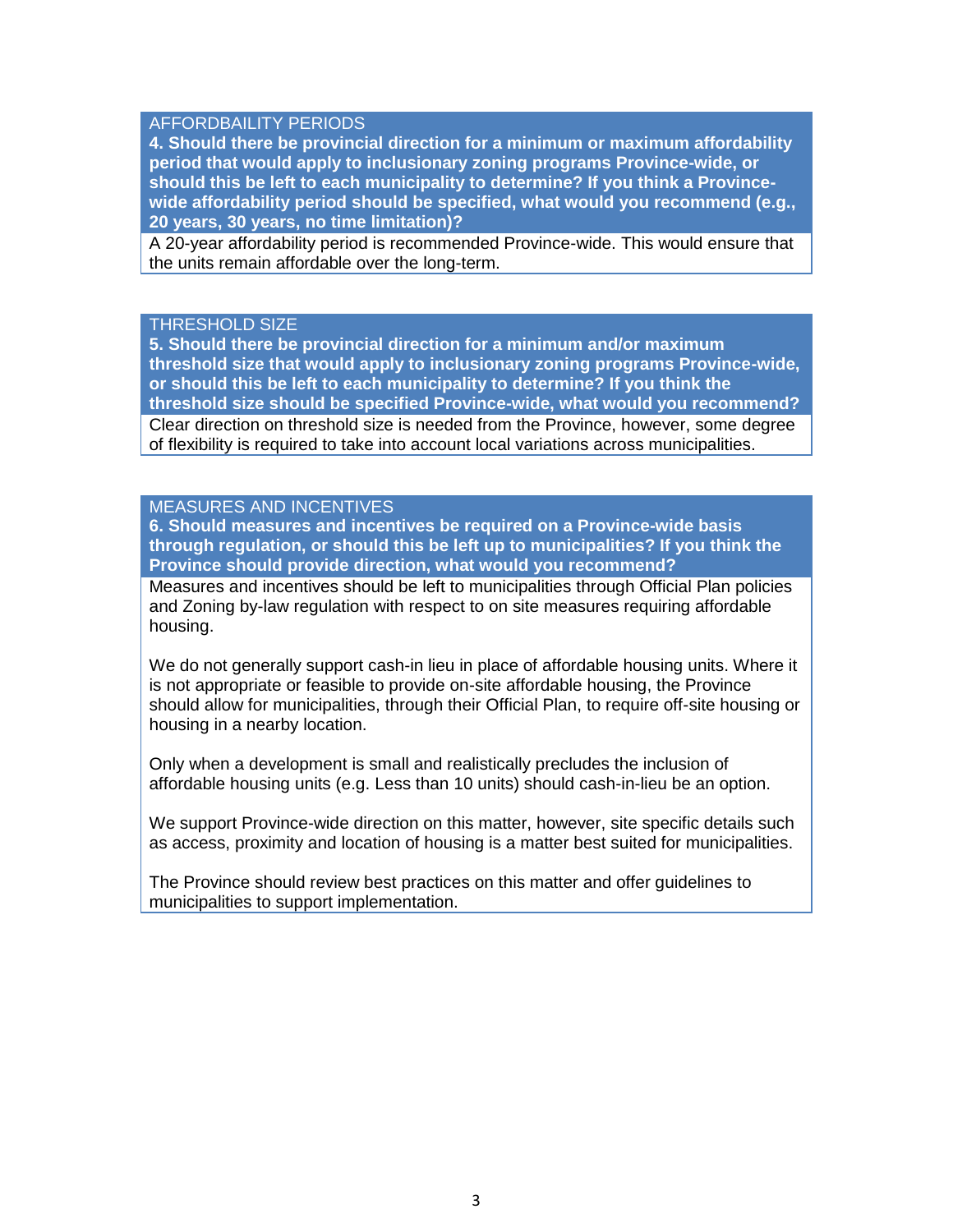## AFFORDBAILITY PERIODS

**4. Should there be provincial direction for a minimum or maximum affordability period that would apply to inclusionary zoning programs Province-wide, or should this be left to each municipality to determine? If you think a Province-wide affordability period should be specified, what would you recommend (e.g., 20 years, 30 years, no time limitation)?**

A 20-year affordability period is recommended Province-wide. This would ensure that the units remain affordable over the long-term.

## THRESHOLD SIZE

**5. Should there be provincial direction for a minimum and/or maximum threshold size that would apply to inclusionary zoning programs Province-wide, or should this be left to each municipality to determine? If you think the threshold size should be specified Province-wide, what would you recommend?**

Clear direction on threshold size is needed from the Province, however, some degree of flexibility is required to take into account local variations across municipalities.

## MEASURES AND INCENTIVES

**6. Should measures and incentives be required on a Province-wide basis through regulation, or should this be left up to municipalities? If you think the Province should provide direction, what would you recommend?**

Measures and incentives should be left to municipalities through Official Plan policies and Zoning by-law regulation with respect to on site measures requiring affordable housing.

We do not generally support cash-in lieu in place of affordable housing units. Where it is not appropriate or feasible to provide on-site affordable housing, the Province should allow for municipalities, through their Official Plan, to require off-site housing or housing in a nearby location.

Only when a development is small and realistically precludes the inclusion of affordable housing units (e.g. Less than 10 units) should cash-in-lieu be an option.

We support Province-wide direction on this matter, however, site specific details such as access, proximity and location of housing is a matter best suited for municipalities.

The Province should review best practices on this matter and offer guidelines to municipalities to support implementation.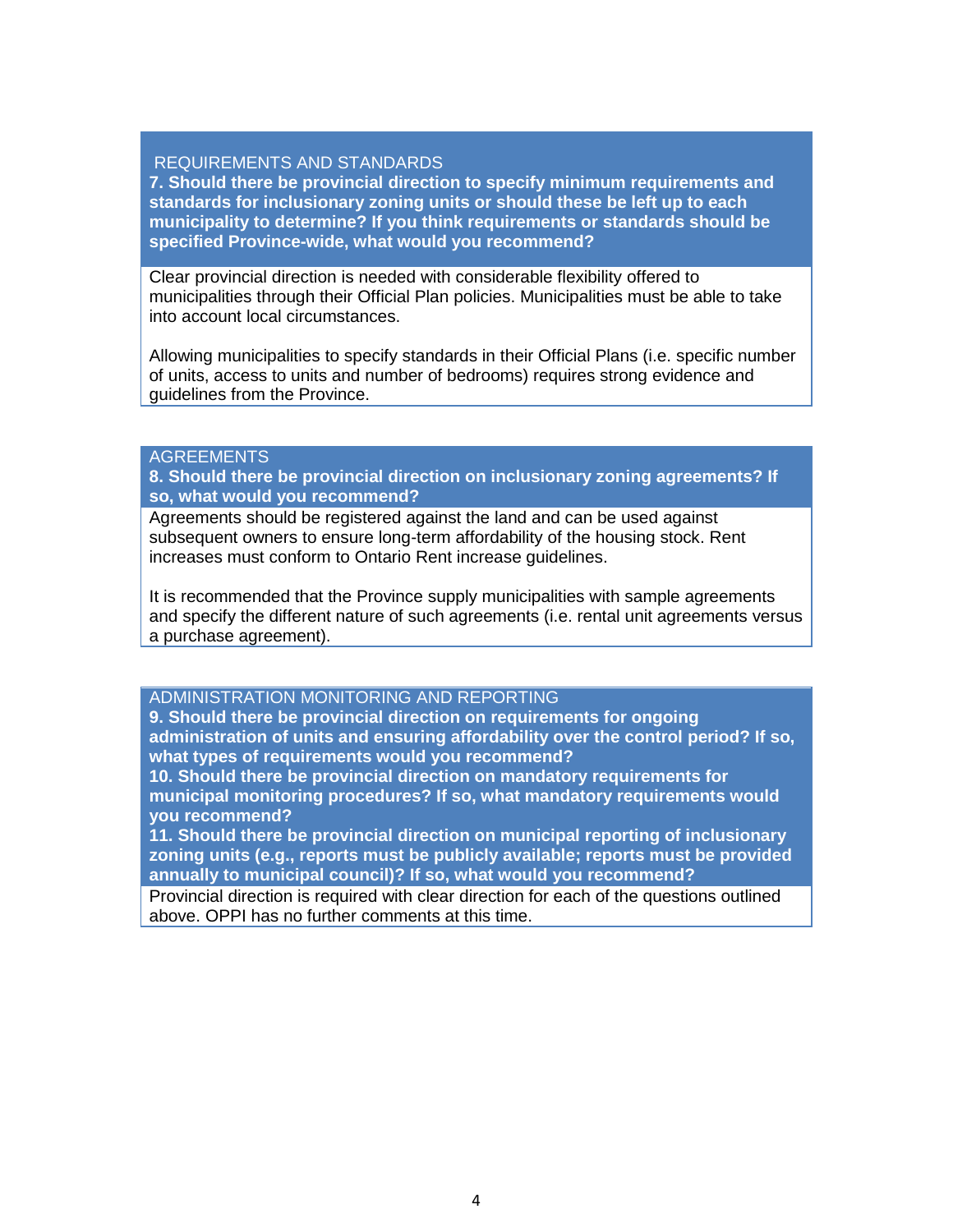## REQUIREMENTS AND STANDARDS

**7. Should there be provincial direction to specify minimum requirements and standards for inclusionary zoning units or should these be left up to each municipality to determine? If you think requirements or standards should be specified Province-wide, what would you recommend?**

Clear provincial direction is needed with considerable flexibility offered to municipalities through their Official Plan policies. Municipalities must be able to take into account local circumstances.

Allowing municipalities to specify standards in their Official Plans (i.e. specific number of units, access to units and number of bedrooms) requires strong evidence and guidelines from the Province.

## AGREEMENTS

**8. Should there be provincial direction on inclusionary zoning agreements? If so, what would you recommend?**

Agreements should be registered against the land and can be used against subsequent owners to ensure long-term affordability of the housing stock. Rent increases must conform to Ontario Rent increase guidelines.

It is recommended that the Province supply municipalities with sample agreements and specify the different nature of such agreements (i.e. rental unit agreements versus a purchase agreement).

## ADMINISTRATION MONITORING AND REPORTING

**9. Should there be provincial direction on requirements for ongoing administration of units and ensuring affordability over the control period? If so, what types of requirements would you recommend?**

**10. Should there be provincial direction on mandatory requirements for municipal monitoring procedures? If so, what mandatory requirements would you recommend?**

**11. Should there be provincial direction on municipal reporting of inclusionary zoning units (e.g., reports must be publicly available; reports must be provided annually to municipal council)? If so, what would you recommend?**

Provincial direction is required with clear direction for each of the questions outlined above. OPPI has no further comments at this time.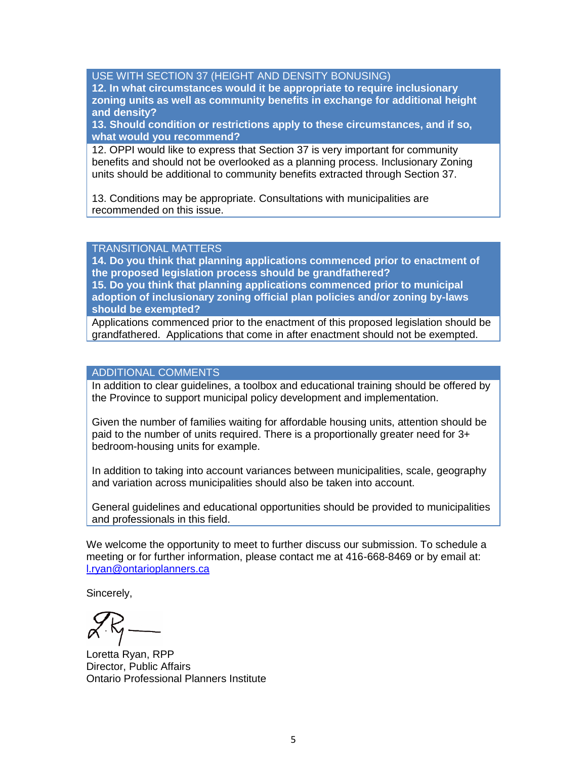**USE WITH SECTION 37 (HEIGHT AND DENSITY BONUSING)**

**12. In what circumstances would it be appropriate to require inclusionary zoning units as well as community benefits in exchange for additional height and density?**

**13. Should condition or restrictions apply to these circumstances, and if so, what would you recommend?**

12. OPPI would like to express that Section 37 is very important for community benefits and should not be overlooked as a planning process. Inclusionary Zoning units should be additional to community benefits extracted through Section 37.

13. Conditions may be appropriate. Consultations with municipalities are recommended on this issue.

**TRANSITIONAL MATTERS**

**14. Do you think that planning applications commenced prior to enactment of the proposed legislation process should be grandfathered?**

**15. Do you think that planning applications commenced prior to municipal adoption of inclusionary zoning official plan policies and/or zoning by-laws should be exempted?**

Applications commenced prior to the enactment of this proposed legislation should be grandfathered. Applications that come in after enactment should not be exempted.

**ADDITIONAL COMMENTS**

In addition to clear guidelines, a toolbox and educational training should be offered by the Province to support municipal policy development and implementation.

Given the number of families waiting for affordable housing units, attention should be paid to the number of units required. There is a proportionally greater need for 3+ bedroom-housing units for example.

In addition to taking into account variances between municipalities, scale, geography and variation across municipalities should also be taken into account.

General guidelines and educational opportunities should be provided to municipalities and professionals in this field.

We welcome the opportunity to meet to further discuss our submission. To schedule a meeting or for further information, please contact me at 416-668-8469 or by email at: l.ryan@ontarioplanners.ca

Sincerely,

Loretta Ryan, RPP
Director, Public Affairs
Ontario Professional Planners Institute